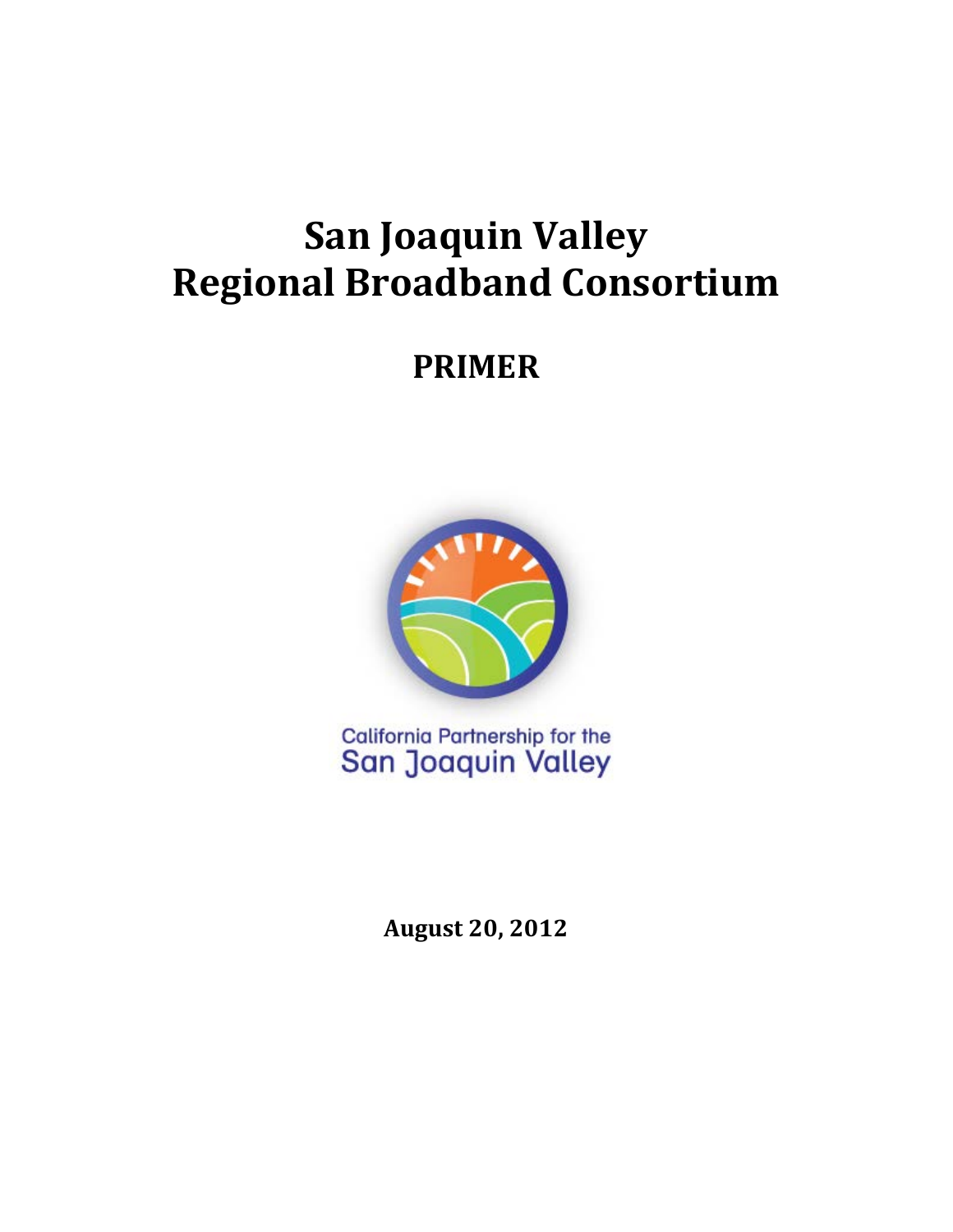# San Joaquin Valley Regional Broadband Consortium

## PRIMER

California Partnership for the
San Joaquin Valley

**August 20, 2012**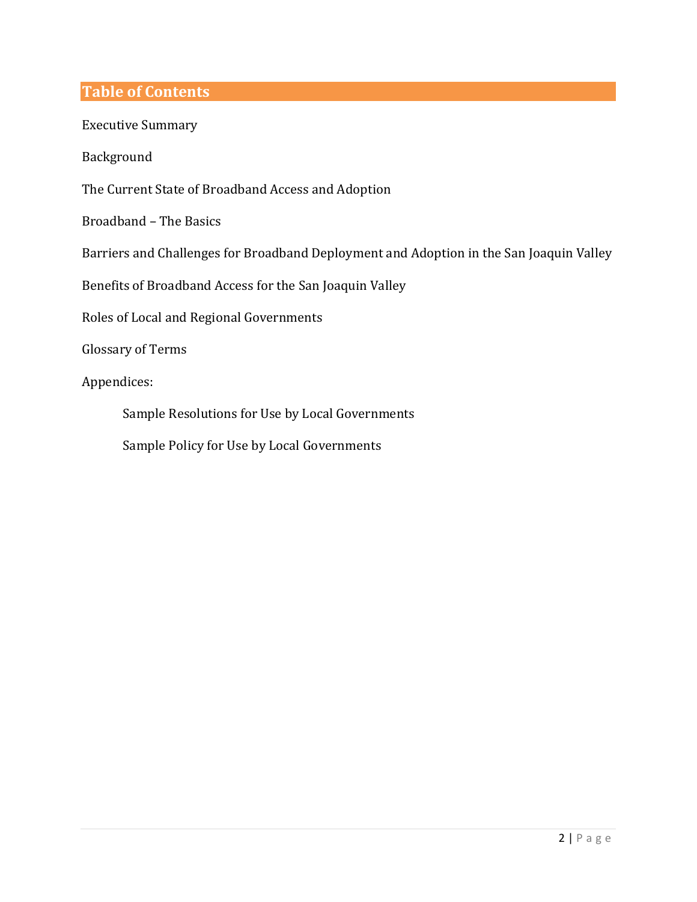## Table of Contents

Executive Summary

Background

The Current State of Broadband Access and Adoption

Broadband – The Basics

Barriers and Challenges for Broadband Deployment and Adoption in the San Joaquin Valley

Benefits of Broadband Access for the San Joaquin Valley

Roles of Local and Regional Governments

Glossary of Terms

Appendices:

- Sample Resolutions for Use by Local Governments
- Sample Policy for Use by Local Governments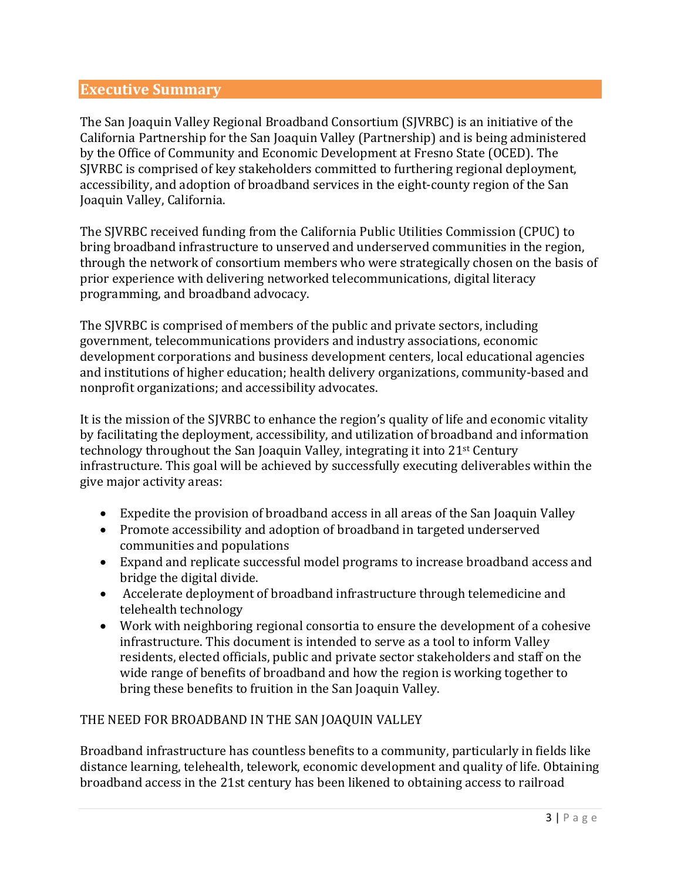## Executive Summary

The San Joaquin Valley Regional Broadband Consortium (SJVRBC) is an initiative of the California Partnership for the San Joaquin Valley (Partnership) and is being administered by the Office of Community and Economic Development at Fresno State (OCED). The SJVRBC is comprised of key stakeholders committed to furthering regional deployment, accessibility, and adoption of broadband services in the eight-county region of the San Joaquin Valley, California.

The SJVRBC received funding from the California Public Utilities Commission (CPUC) to bring broadband infrastructure to unserved and underserved communities in the region, through the network of consortium members who were strategically chosen on the basis of prior experience with delivering networked telecommunications, digital literacy programming, and broadband advocacy.

The SJVRBC is comprised of members of the public and private sectors, including government, telecommunications providers and industry associations, economic development corporations and business development centers, local educational agencies and institutions of higher education; health delivery organizations, community-based and nonprofit organizations; and accessibility advocates.

It is the mission of the SJVRBC to enhance the region's quality of life and economic vitality by facilitating the deployment, accessibility, and utilization of broadband and information technology throughout the San Joaquin Valley, integrating it into 21st Century infrastructure. This goal will be achieved by successfully executing deliverables within the give major activity areas:

- Expedite the provision of broadband access in all areas of the San Joaquin Valley
- Promote accessibility and adoption of broadband in targeted underserved communities and populations
- Expand and replicate successful model programs to increase broadband access and bridge the digital divide.
- Accelerate deployment of broadband infrastructure through telemedicine and telehealth technology
- Work with neighboring regional consortia to ensure the development of a cohesive infrastructure. This document is intended to serve as a tool to inform Valley residents, elected officials, public and private sector stakeholders and staff on the wide range of benefits of broadband and how the region is working together to bring these benefits to fruition in the San Joaquin Valley.

THE NEED FOR BROADBAND IN THE SAN JOAQUIN VALLEY

Broadband infrastructure has countless benefits to a community, particularly in fields like distance learning, telehealth, telework, economic development and quality of life. Obtaining broadband access in the 21st century has been likened to obtaining access to railroad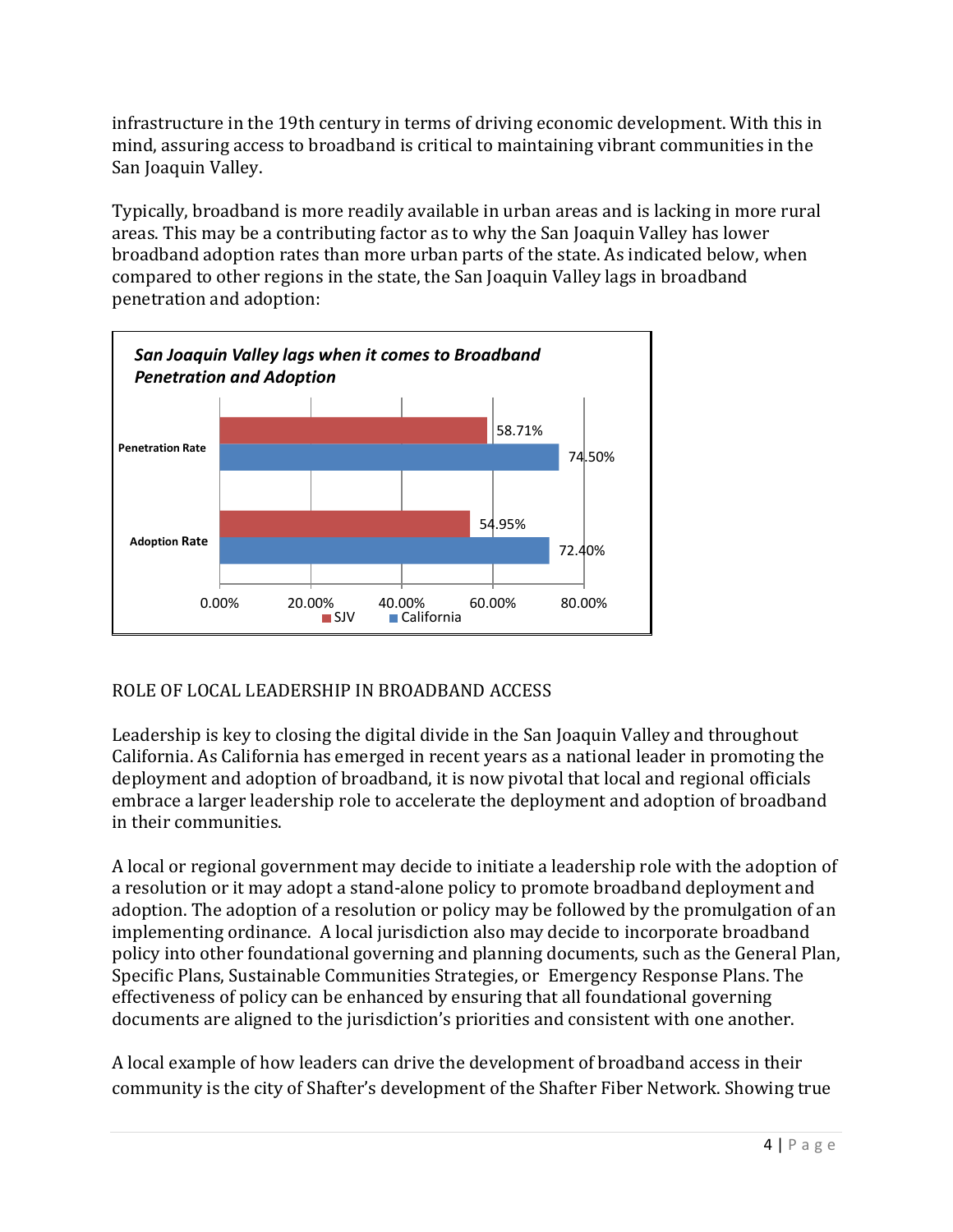infrastructure in the 19th century in terms of driving economic development. With this in mind, assuring access to broadband is critical to maintaining vibrant communities in the San Joaquin Valley.

Typically, broadband is more readily available in urban areas and is lacking in more rural areas. This may be a contributing factor as to why the San Joaquin Valley has lower broadband adoption rates than more urban parts of the state. As indicated below, when compared to other regions in the state, the San Joaquin Valley lags in broadband penetration and adoption:

***San Joaquin Valley lags when it comes to Broadband Penetration and Adoption***

**Penetration Rate**

58.71%

74.50%

**Adoption Rate**

54.95%

72.40%

0.00% 20.00% 40.00% 60.00% 80.00%

SJV California

## ROLE OF LOCAL LEADERSHIP IN BROADBAND ACCESS

Leadership is key to closing the digital divide in the San Joaquin Valley and throughout California. As California has emerged in recent years as a national leader in promoting the deployment and adoption of broadband, it is now pivotal that local and regional officials embrace a larger leadership role to accelerate the deployment and adoption of broadband in their communities.

A local or regional government may decide to initiate a leadership role with the adoption of a resolution or it may adopt a stand-alone policy to promote broadband deployment and adoption. The adoption of a resolution or policy may be followed by the promulgation of an implementing ordinance. A local jurisdiction also may decide to incorporate broadband policy into other foundational governing and planning documents, such as the General Plan, Specific Plans, Sustainable Communities Strategies, or Emergency Response Plans. The effectiveness of policy can be enhanced by ensuring that all foundational governing documents are aligned to the jurisdiction's priorities and consistent with one another.

A local example of how leaders can drive the development of broadband access in their community is the city of Shafter's development of the Shafter Fiber Network. Showing true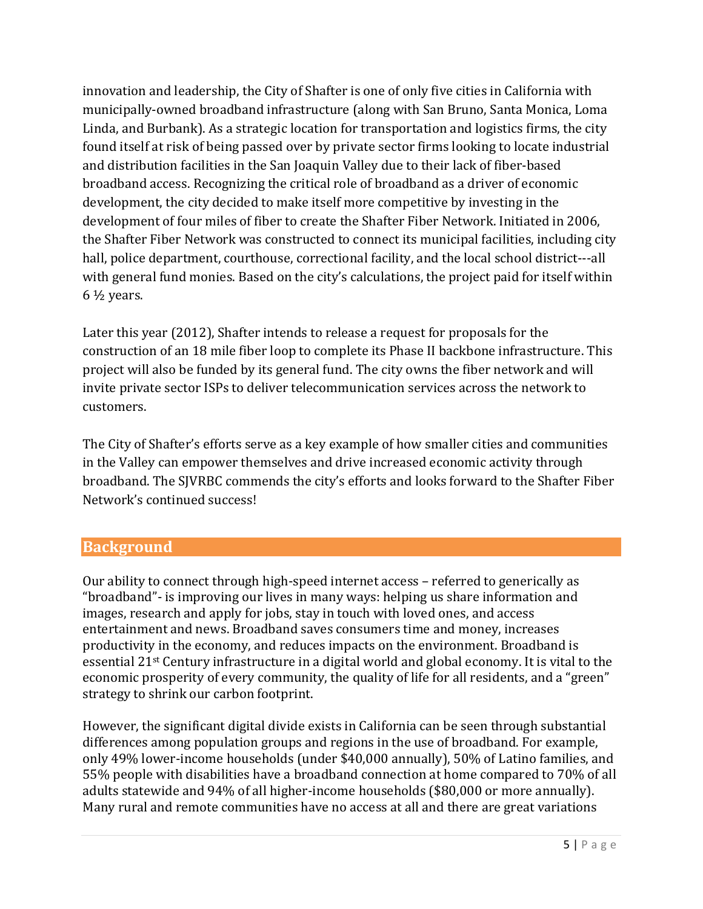innovation and leadership, the City of Shafter is one of only five cities in California with municipally-owned broadband infrastructure (along with San Bruno, Santa Monica, Loma Linda, and Burbank). As a strategic location for transportation and logistics firms, the city found itself at risk of being passed over by private sector firms looking to locate industrial and distribution facilities in the San Joaquin Valley due to their lack of fiber-based broadband access. Recognizing the critical role of broadband as a driver of economic development, the city decided to make itself more competitive by investing in the development of four miles of fiber to create the Shafter Fiber Network. Initiated in 2006, the Shafter Fiber Network was constructed to connect its municipal facilities, including city hall, police department, courthouse, correctional facility, and the local school district---all with general fund monies. Based on the city's calculations, the project paid for itself within 6 ½ years.

Later this year (2012), Shafter intends to release a request for proposals for the construction of an 18 mile fiber loop to complete its Phase II backbone infrastructure. This project will also be funded by its general fund. The city owns the fiber network and will invite private sector ISPs to deliver telecommunication services across the network to customers.

The City of Shafter's efforts serve as a key example of how smaller cities and communities in the Valley can empower themselves and drive increased economic activity through broadband. The SJVRBC commends the city's efforts and looks forward to the Shafter Fiber Network's continued success!

## Background

Our ability to connect through high-speed internet access – referred to generically as "broadband"- is improving our lives in many ways: helping us share information and images, research and apply for jobs, stay in touch with loved ones, and access entertainment and news. Broadband saves consumers time and money, increases productivity in the economy, and reduces impacts on the environment. Broadband is essential 21st Century infrastructure in a digital world and global economy. It is vital to the economic prosperity of every community, the quality of life for all residents, and a "green" strategy to shrink our carbon footprint.

However, the significant digital divide exists in California can be seen through substantial differences among population groups and regions in the use of broadband. For example, only 49% lower-income households (under $40,000 annually), 50% of Latino families, and 55% people with disabilities have a broadband connection at home compared to 70% of all adults statewide and 94% of all higher-income households ($80,000 or more annually). Many rural and remote communities have no access at all and there are great variations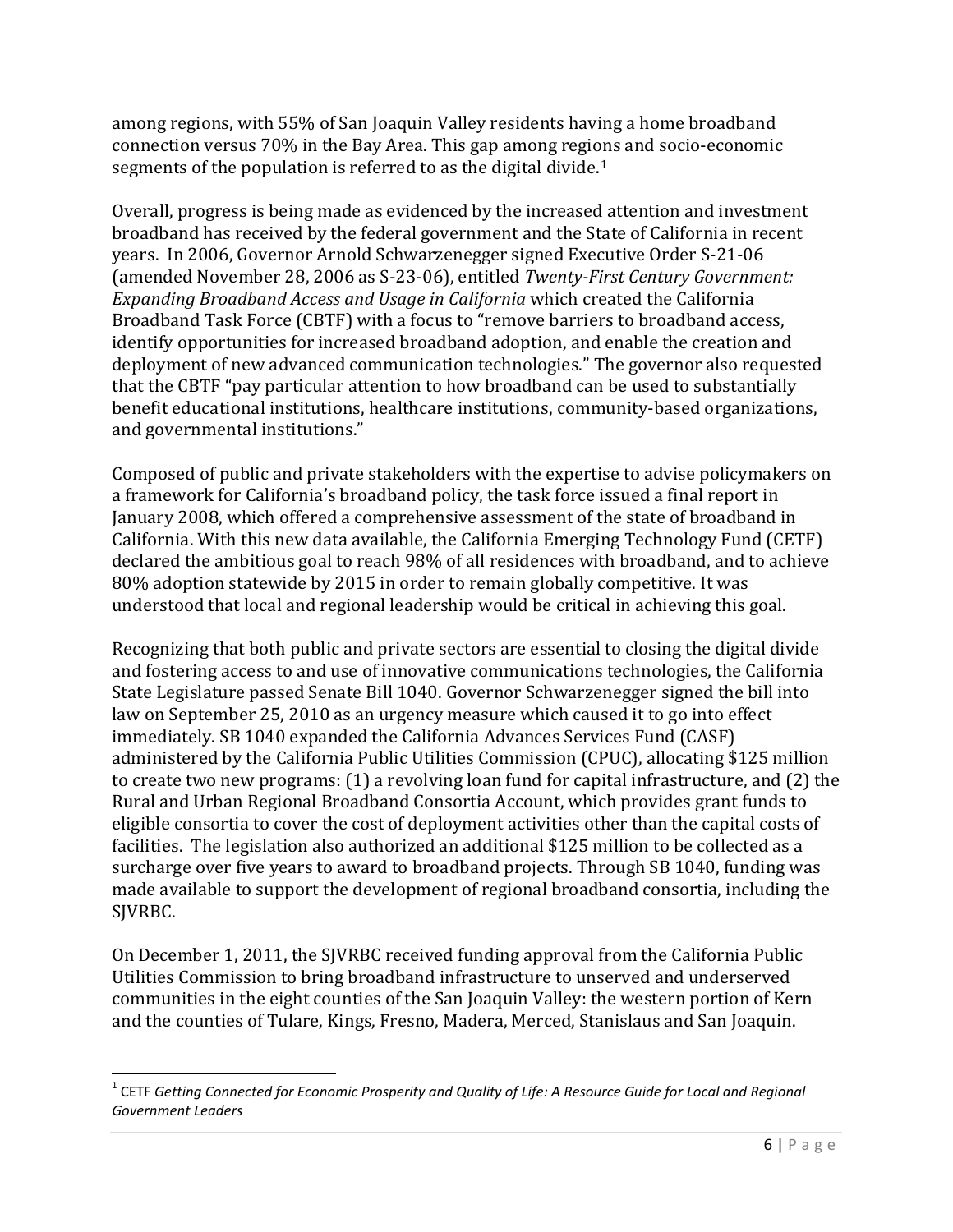among regions, with 55% of San Joaquin Valley residents having a home broadband connection versus 70% in the Bay Area. This gap among regions and socio-economic segments of the population is referred to as the digital divide.[1]

Overall, progress is being made as evidenced by the increased attention and investment broadband has received by the federal government and the State of California in recent years. In 2006, Governor Arnold Schwarzenegger signed Executive Order S-21-06 (amended November 28, 2006 as S-23-06), entitled *Twenty-First Century Government: Expanding Broadband Access and Usage in California* which created the California Broadband Task Force (CBTF) with a focus to "remove barriers to broadband access, identify opportunities for increased broadband adoption, and enable the creation and deployment of new advanced communication technologies." The governor also requested that the CBTF "pay particular attention to how broadband can be used to substantially benefit educational institutions, healthcare institutions, community-based organizations, and governmental institutions."

Composed of public and private stakeholders with the expertise to advise policymakers on a framework for California's broadband policy, the task force issued a final report in January 2008, which offered a comprehensive assessment of the state of broadband in California. With this new data available, the California Emerging Technology Fund (CETF) declared the ambitious goal to reach 98% of all residences with broadband, and to achieve 80% adoption statewide by 2015 in order to remain globally competitive. It was understood that local and regional leadership would be critical in achieving this goal.

Recognizing that both public and private sectors are essential to closing the digital divide and fostering access to and use of innovative communications technologies, the California State Legislature passed Senate Bill 1040. Governor Schwarzenegger signed the bill into law on September 25, 2010 as an urgency measure which caused it to go into effect immediately. SB 1040 expanded the California Advances Services Fund (CASF) administered by the California Public Utilities Commission (CPUC), allocating $125 million to create two new programs: (1) a revolving loan fund for capital infrastructure, and (2) the Rural and Urban Regional Broadband Consortia Account, which provides grant funds to eligible consortia to cover the cost of deployment activities other than the capital costs of facilities. The legislation also authorized an additional $125 million to be collected as a surcharge over five years to award to broadband projects. Through SB 1040, funding was made available to support the development of regional broadband consortia, including the SJVRBC.

On December 1, 2011, the SJVRBC received funding approval from the California Public Utilities Commission to bring broadband infrastructure to unserved and underserved communities in the eight counties of the San Joaquin Valley: the western portion of Kern and the counties of Tulare, Kings, Fresno, Madera, Merced, Stanislaus and San Joaquin.

[1] CETF *Getting Connected for Economic Prosperity and Quality of Life: A Resource Guide for Local and Regional Government Leaders*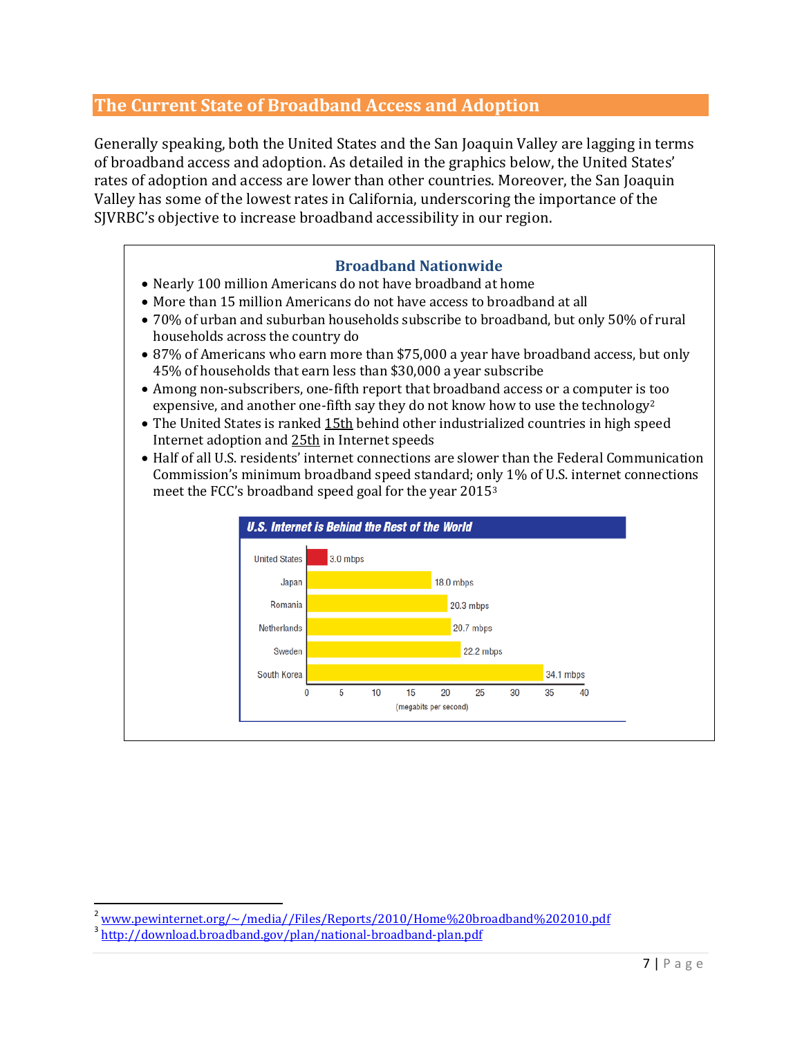## The Current State of Broadband Access and Adoption

Generally speaking, both the United States and the San Joaquin Valley are lagging in terms of broadband access and adoption. As detailed in the graphics below, the United States' rates of adoption and access are lower than other countries. Moreover, the San Joaquin Valley has some of the lowest rates in California, underscoring the importance of the SJVRBC's objective to increase broadband accessibility in our region.

### Broadband Nationwide

- Nearly 100 million Americans do not have broadband at home
- More than 15 million Americans do not have access to broadband at all
- 70% of urban and suburban households subscribe to broadband, but only 50% of rural households across the country do
- 87% of Americans who earn more than $75,000 a year have broadband access, but only 45% of households that earn less than $30,000 a year subscribe
- Among non-subscribers, one-fifth report that broadband access or a computer is too expensive, and another one-fifth say they do not know how to use the technology[2]
- The United States is ranked 15th behind other industrialized countries in high speed Internet adoption and 25th in Internet speeds
- Half of all U.S. residents' internet connections are slower than the Federal Communication Commission's minimum broadband speed standard; only 1% of U.S. internet connections meet the FCC's broadband speed goal for the year 2015[3]

**U.S. Internet is Behind the Rest of the World**

United States 3.0 mbps
Japan 18.0 mbps
Romania 20.3 mbps
Netherlands 20.7 mbps
Sweden 22.2 mbps
South Korea 34.1 mbps

0 5 10 15 20 25 30 35 40
(megabits per second)

---

[2] www.pewinternet.org/~/media//Files/Reports/2010/Home%20broadband%202010.pdf

[3] http://download.broadband.gov/plan/national-broadband-plan.pdf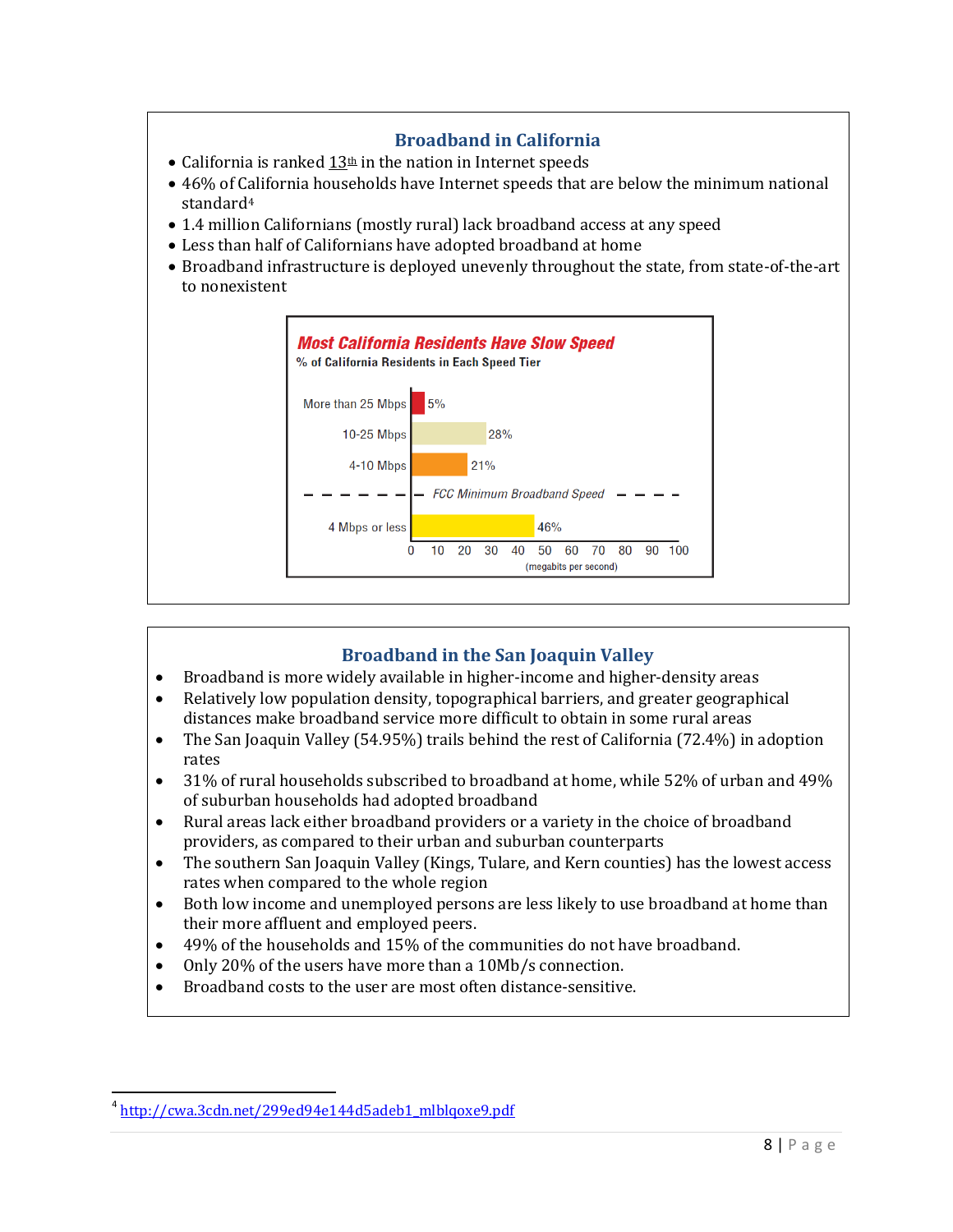## Broadband in California

- California is ranked 13th in the nation in Internet speeds
- 46% of California households have Internet speeds that are below the minimum national standard[4]
- 1.4 million Californians (mostly rural) lack broadband access at any speed
- Less than half of Californians have adopted broadband at home
- Broadband infrastructure is deployed unevenly throughout the state, from state-of-the-art to nonexistent

Most California Residents Have Slow Speed

% of California Residents in Each Speed Tier

More than 25 Mbps 5%

10-25 Mbps 28%

4-10 Mbps 21%

FCC Minimum Broadband Speed

4 Mbps or less 46%

0 10 20 30 40 50 60 70 80 90 100

(megabits per second)

## Broadband in the San Joaquin Valley

- Broadband is more widely available in higher-income and higher-density areas
- Relatively low population density, topographical barriers, and greater geographical distances make broadband service more difficult to obtain in some rural areas
- The San Joaquin Valley (54.95%) trails behind the rest of California (72.4%) in adoption rates
- 31% of rural households subscribed to broadband at home, while 52% of urban and 49% of suburban households had adopted broadband
- Rural areas lack either broadband providers or a variety in the choice of broadband providers, as compared to their urban and suburban counterparts
- The southern San Joaquin Valley (Kings, Tulare, and Kern counties) has the lowest access rates when compared to the whole region
- Both low income and unemployed persons are less likely to use broadband at home than their more affluent and employed peers.
- 49% of the households and 15% of the communities do not have broadband.
- Only 20% of the users have more than a 10Mb/s connection.
- Broadband costs to the user are most often distance-sensitive.

[4] http://cwa.3cdn.net/299ed94e144d5adeb1_mlblqoxe9.pdf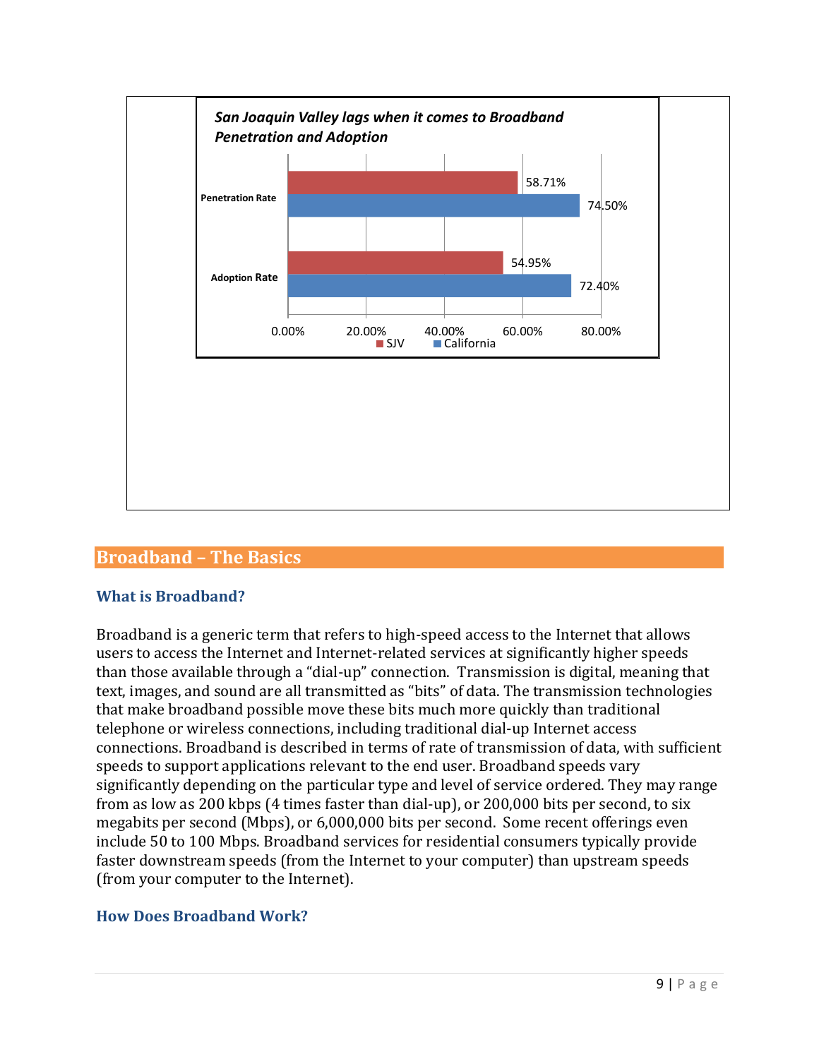*San Joaquin Valley lags when it comes to Broadband Penetration and Adoption*

Penetration Rate

58.71%

74.50%

Adoption Rate

54.95%

72.40%

0.00% 20.00% 40.00% 60.00% 80.00%

SJV California

## Broadband – The Basics

### What is Broadband?

Broadband is a generic term that refers to high-speed access to the Internet that allows users to access the Internet and Internet-related services at significantly higher speeds than those available through a "dial-up" connection. Transmission is digital, meaning that text, images, and sound are all transmitted as "bits" of data. The transmission technologies that make broadband possible move these bits much more quickly than traditional telephone or wireless connections, including traditional dial-up Internet access connections. Broadband is described in terms of rate of transmission of data, with sufficient speeds to support applications relevant to the end user. Broadband speeds vary significantly depending on the particular type and level of service ordered. They may range from as low as 200 kbps (4 times faster than dial-up), or 200,000 bits per second, to six megabits per second (Mbps), or 6,000,000 bits per second. Some recent offerings even include 50 to 100 Mbps. Broadband services for residential consumers typically provide faster downstream speeds (from the Internet to your computer) than upstream speeds (from your computer to the Internet).

### How Does Broadband Work?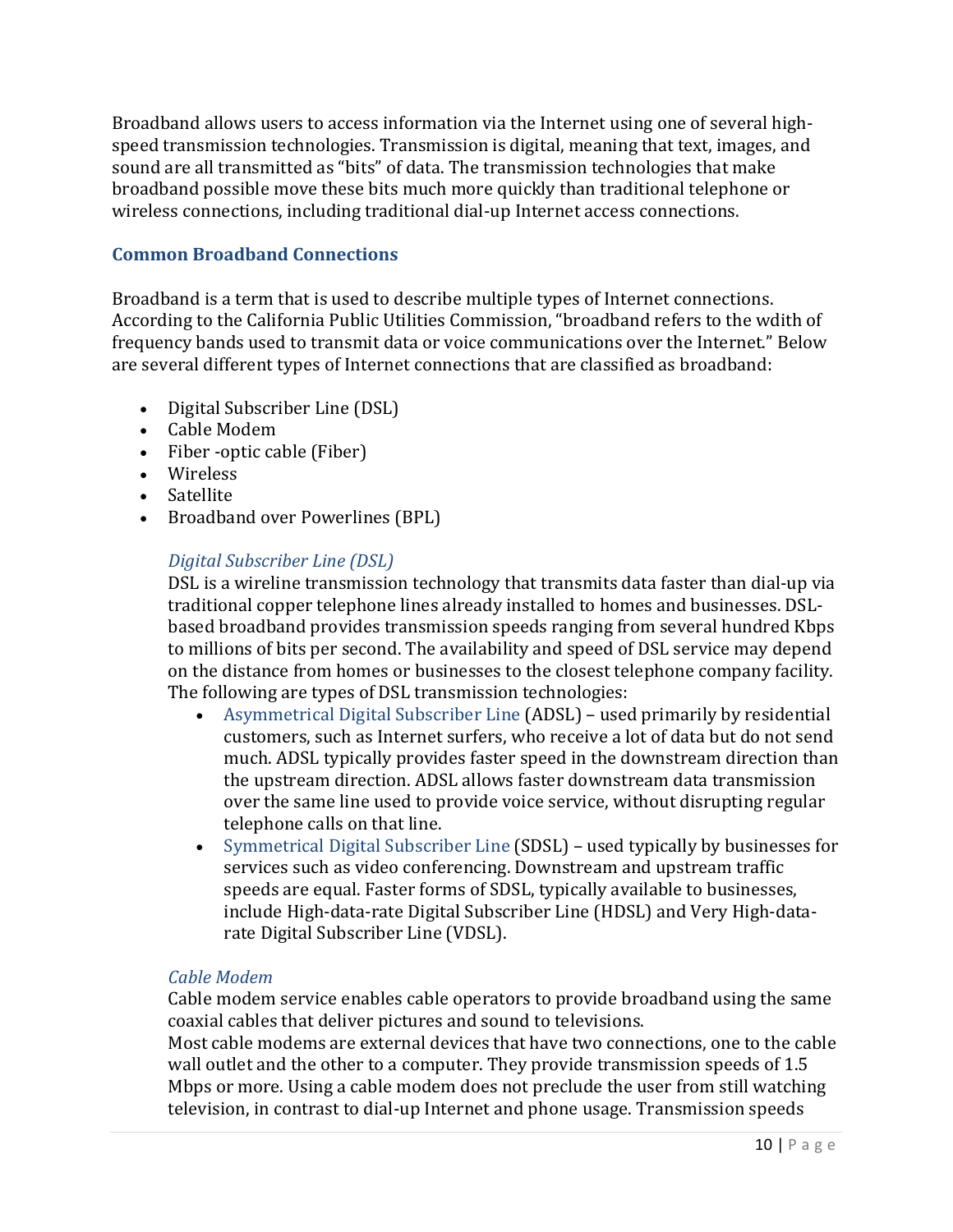Broadband allows users to access information via the Internet using one of several high-speed transmission technologies. Transmission is digital, meaning that text, images, and sound are all transmitted as "bits" of data. The transmission technologies that make broadband possible move these bits much more quickly than traditional telephone or wireless connections, including traditional dial-up Internet access connections.

## Common Broadband Connections

Broadband is a term that is used to describe multiple types of Internet connections. According to the California Public Utilities Commission, "broadband refers to the wdith of frequency bands used to transmit data or voice communications over the Internet." Below are several different types of Internet connections that are classified as broadband:

- Digital Subscriber Line (DSL)
- Cable Modem
- Fiber -optic cable (Fiber)
- Wireless
- Satellite
- Broadband over Powerlines (BPL)

### *Digital Subscriber Line (DSL)*

DSL is a wireline transmission technology that transmits data faster than dial-up via traditional copper telephone lines already installed to homes and businesses. DSL-based broadband provides transmission speeds ranging from several hundred Kbps to millions of bits per second. The availability and speed of DSL service may depend on the distance from homes or businesses to the closest telephone company facility. The following are types of DSL transmission technologies:

- Asymmetrical Digital Subscriber Line (ADSL) – used primarily by residential customers, such as Internet surfers, who receive a lot of data but do not send much. ADSL typically provides faster speed in the downstream direction than the upstream direction. ADSL allows faster downstream data transmission over the same line used to provide voice service, without disrupting regular telephone calls on that line.
- Symmetrical Digital Subscriber Line (SDSL) – used typically by businesses for services such as video conferencing. Downstream and upstream traffic speeds are equal. Faster forms of SDSL, typically available to businesses, include High-data-rate Digital Subscriber Line (HDSL) and Very High-data-rate Digital Subscriber Line (VDSL).

### *Cable Modem*

Cable modem service enables cable operators to provide broadband using the same coaxial cables that deliver pictures and sound to televisions.
Most cable modems are external devices that have two connections, one to the cable wall outlet and the other to a computer. They provide transmission speeds of 1.5 Mbps or more. Using a cable modem does not preclude the user from still watching television, in contrast to dial-up Internet and phone usage. Transmission speeds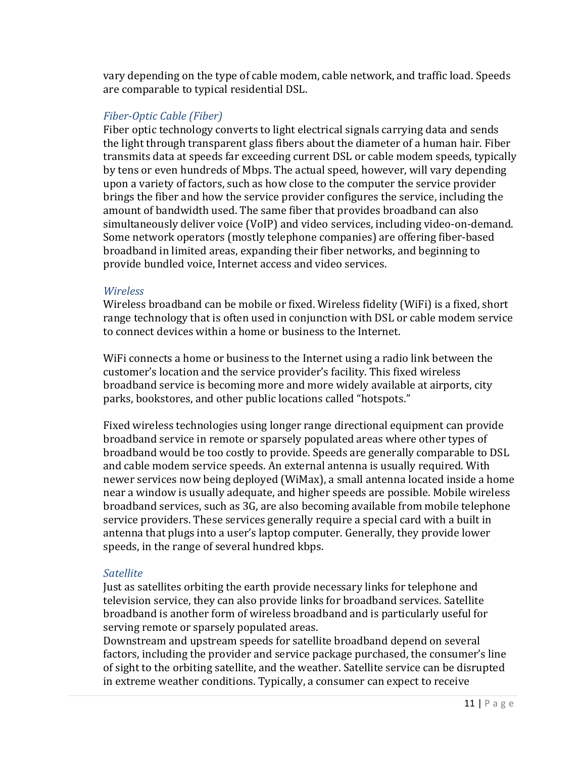vary depending on the type of cable modem, cable network, and traffic load. Speeds are comparable to typical residential DSL.

### *Fiber-Optic Cable (Fiber)*

Fiber optic technology converts to light electrical signals carrying data and sends the light through transparent glass fibers about the diameter of a human hair. Fiber transmits data at speeds far exceeding current DSL or cable modem speeds, typically by tens or even hundreds of Mbps. The actual speed, however, will vary depending upon a variety of factors, such as how close to the computer the service provider brings the fiber and how the service provider configures the service, including the amount of bandwidth used. The same fiber that provides broadband can also simultaneously deliver voice (VoIP) and video services, including video-on-demand. Some network operators (mostly telephone companies) are offering fiber-based broadband in limited areas, expanding their fiber networks, and beginning to provide bundled voice, Internet access and video services.

### *Wireless*

Wireless broadband can be mobile or fixed. Wireless fidelity (WiFi) is a fixed, short range technology that is often used in conjunction with DSL or cable modem service to connect devices within a home or business to the Internet.

WiFi connects a home or business to the Internet using a radio link between the customer's location and the service provider's facility. This fixed wireless broadband service is becoming more and more widely available at airports, city parks, bookstores, and other public locations called "hotspots."

Fixed wireless technologies using longer range directional equipment can provide broadband service in remote or sparsely populated areas where other types of broadband would be too costly to provide. Speeds are generally comparable to DSL and cable modem service speeds. An external antenna is usually required. With newer services now being deployed (WiMax), a small antenna located inside a home near a window is usually adequate, and higher speeds are possible. Mobile wireless broadband services, such as 3G, are also becoming available from mobile telephone service providers. These services generally require a special card with a built in antenna that plugs into a user's laptop computer. Generally, they provide lower speeds, in the range of several hundred kbps.

### *Satellite*

Just as satellites orbiting the earth provide necessary links for telephone and television service, they can also provide links for broadband services. Satellite broadband is another form of wireless broadband and is particularly useful for serving remote or sparsely populated areas.
Downstream and upstream speeds for satellite broadband depend on several factors, including the provider and service package purchased, the consumer's line of sight to the orbiting satellite, and the weather. Satellite service can be disrupted in extreme weather conditions. Typically, a consumer can expect to receive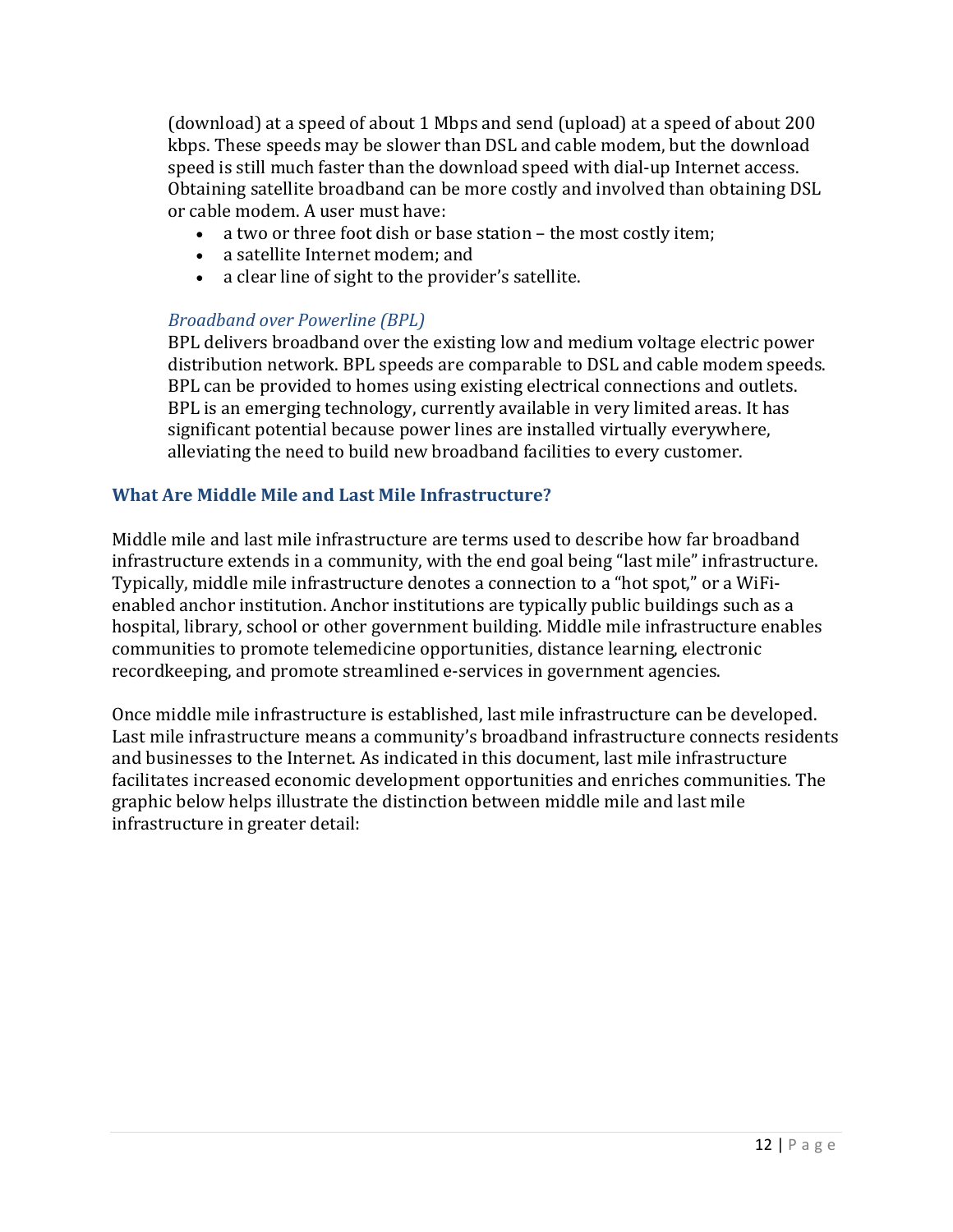(download) at a speed of about 1 Mbps and send (upload) at a speed of about 200 kbps. These speeds may be slower than DSL and cable modem, but the download speed is still much faster than the download speed with dial-up Internet access. Obtaining satellite broadband can be more costly and involved than obtaining DSL or cable modem. A user must have:

- a two or three foot dish or base station – the most costly item;
- a satellite Internet modem; and
- a clear line of sight to the provider's satellite.

*Broadband over Powerline (BPL)*

BPL delivers broadband over the existing low and medium voltage electric power distribution network. BPL speeds are comparable to DSL and cable modem speeds. BPL can be provided to homes using existing electrical connections and outlets. BPL is an emerging technology, currently available in very limited areas. It has significant potential because power lines are installed virtually everywhere, alleviating the need to build new broadband facilities to every customer.

## What Are Middle Mile and Last Mile Infrastructure?

Middle mile and last mile infrastructure are terms used to describe how far broadband infrastructure extends in a community, with the end goal being "last mile" infrastructure. Typically, middle mile infrastructure denotes a connection to a "hot spot," or a WiFi-enabled anchor institution. Anchor institutions are typically public buildings such as a hospital, library, school or other government building. Middle mile infrastructure enables communities to promote telemedicine opportunities, distance learning, electronic recordkeeping, and promote streamlined e-services in government agencies.

Once middle mile infrastructure is established, last mile infrastructure can be developed. Last mile infrastructure means a community's broadband infrastructure connects residents and businesses to the Internet. As indicated in this document, last mile infrastructure facilitates increased economic development opportunities and enriches communities. The graphic below helps illustrate the distinction between middle mile and last mile infrastructure in greater detail: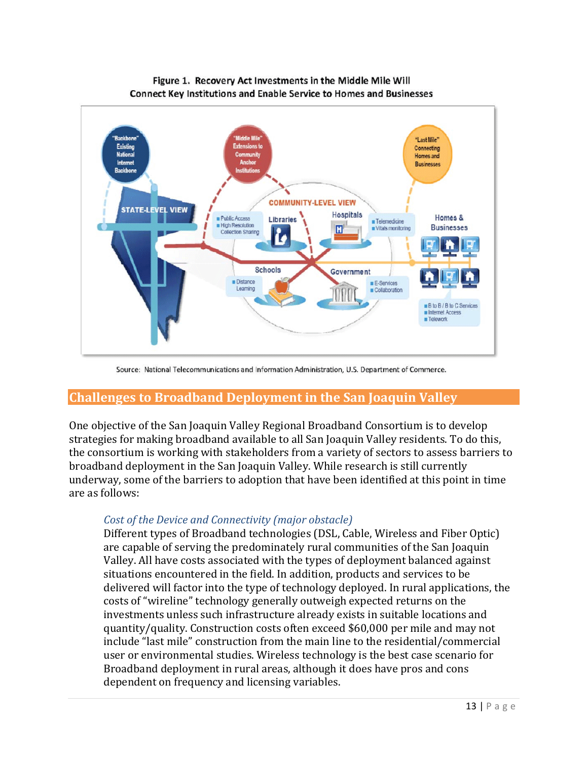Figure 1. Recovery Act Investments in the Middle Mile Will Connect Key Institutions and Enable Service to Homes and Businesses

"Backbone" Existing National Internet Backbone

"Middle Mile" Extensions to Community Anchor Institutions

"Last Mile" Connecting Homes and Businesses

STATE-LEVEL VIEW

COMMUNITY-LEVEL VIEW

Libraries

- Public Access
- High Resolution Collection Sharing

Hospitals

- Telemedicine
- Vitals monitoring

Schools

- Distance Learning

Government

- E-Services
- Collaboration

Homes & Businesses

- B to B / B to C Services
- Internet Access
- Telework

Source: National Telecommunications and Information Administration, U.S. Department of Commerce.

## Challenges to Broadband Deployment in the San Joaquin Valley

One objective of the San Joaquin Valley Regional Broadband Consortium is to develop strategies for making broadband available to all San Joaquin Valley residents. To do this, the consortium is working with stakeholders from a variety of sectors to assess barriers to broadband deployment in the San Joaquin Valley. While research is still currently underway, some of the barriers to adoption that have been identified at this point in time are as follows:

*Cost of the Device and Connectivity (major obstacle)*

Different types of Broadband technologies (DSL, Cable, Wireless and Fiber Optic) are capable of serving the predominately rural communities of the San Joaquin Valley. All have costs associated with the types of deployment balanced against situations encountered in the field. In addition, products and services to be delivered will factor into the type of technology deployed. In rural applications, the costs of "wireline" technology generally outweigh expected returns on the investments unless such infrastructure already exists in suitable locations and quantity/quality. Construction costs often exceed $60,000 per mile and may not include "last mile" construction from the main line to the residential/commercial user or environmental studies. Wireless technology is the best case scenario for Broadband deployment in rural areas, although it does have pros and cons dependent on frequency and licensing variables.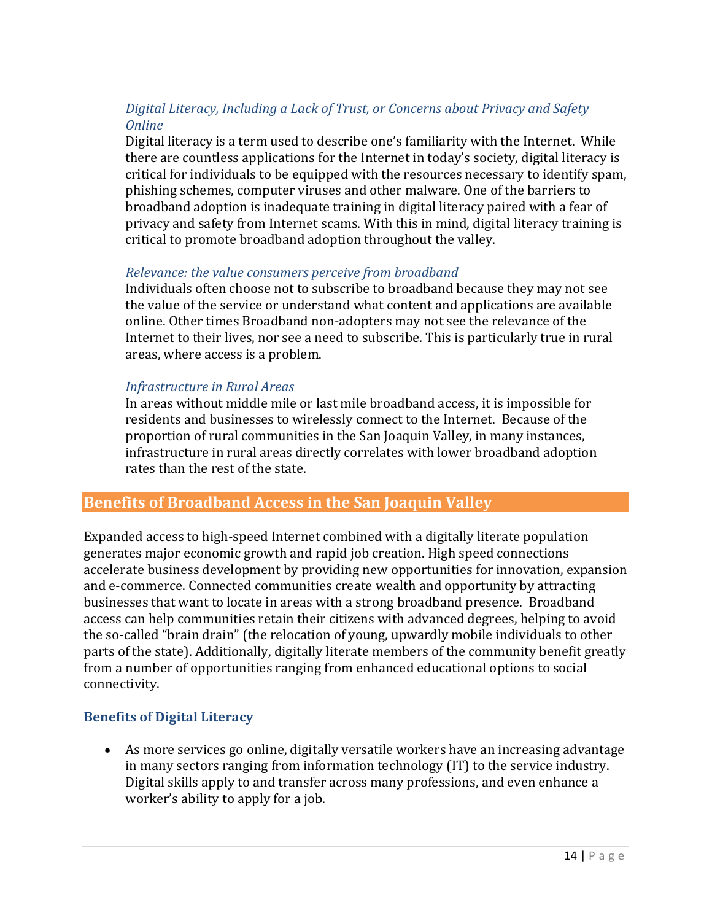*Digital Literacy, Including a Lack of Trust, or Concerns about Privacy and Safety Online*

Digital literacy is a term used to describe one's familiarity with the Internet. While there are countless applications for the Internet in today's society, digital literacy is critical for individuals to be equipped with the resources necessary to identify spam, phishing schemes, computer viruses and other malware. One of the barriers to broadband adoption is inadequate training in digital literacy paired with a fear of privacy and safety from Internet scams. With this in mind, digital literacy training is critical to promote broadband adoption throughout the valley.

*Relevance: the value consumers perceive from broadband*

Individuals often choose not to subscribe to broadband because they may not see the value of the service or understand what content and applications are available online. Other times Broadband non-adopters may not see the relevance of the Internet to their lives, nor see a need to subscribe. This is particularly true in rural areas, where access is a problem.

*Infrastructure in Rural Areas*

In areas without middle mile or last mile broadband access, it is impossible for residents and businesses to wirelessly connect to the Internet. Because of the proportion of rural communities in the San Joaquin Valley, in many instances, infrastructure in rural areas directly correlates with lower broadband adoption rates than the rest of the state.

## Benefits of Broadband Access in the San Joaquin Valley

Expanded access to high-speed Internet combined with a digitally literate population generates major economic growth and rapid job creation. High speed connections accelerate business development by providing new opportunities for innovation, expansion and e-commerce. Connected communities create wealth and opportunity by attracting businesses that want to locate in areas with a strong broadband presence. Broadband access can help communities retain their citizens with advanced degrees, helping to avoid the so-called "brain drain" (the relocation of young, upwardly mobile individuals to other parts of the state). Additionally, digitally literate members of the community benefit greatly from a number of opportunities ranging from enhanced educational options to social connectivity.

### Benefits of Digital Literacy

- As more services go online, digitally versatile workers have an increasing advantage in many sectors ranging from information technology (IT) to the service industry. Digital skills apply to and transfer across many professions, and even enhance a worker's ability to apply for a job.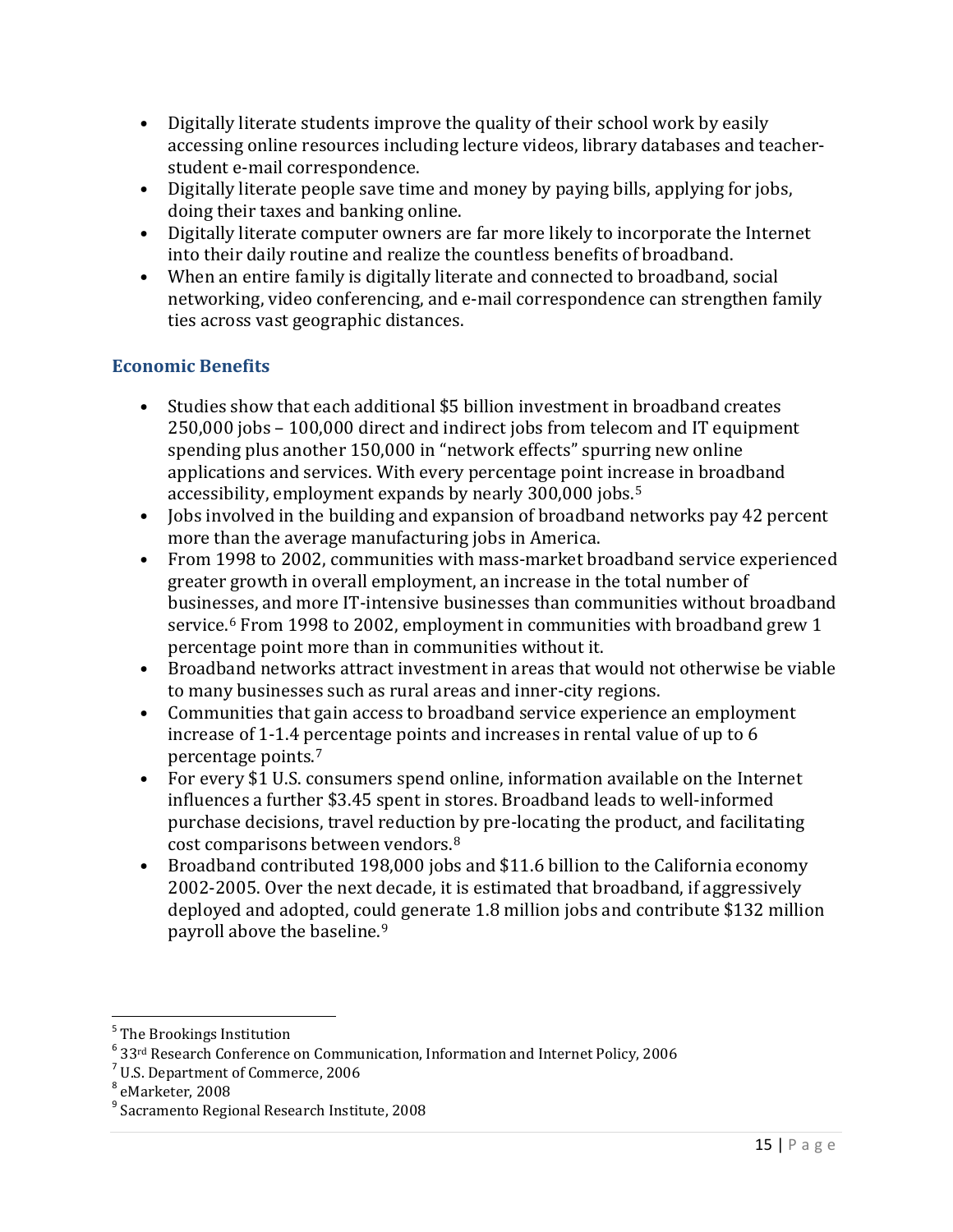- Digitally literate students improve the quality of their school work by easily accessing online resources including lecture videos, library databases and teacher-student e-mail correspondence.
- Digitally literate people save time and money by paying bills, applying for jobs, doing their taxes and banking online.
- Digitally literate computer owners are far more likely to incorporate the Internet into their daily routine and realize the countless benefits of broadband.
- When an entire family is digitally literate and connected to broadband, social networking, video conferencing, and e-mail correspondence can strengthen family ties across vast geographic distances.

### Economic Benefits

- Studies show that each additional $5 billion investment in broadband creates 250,000 jobs – 100,000 direct and indirect jobs from telecom and IT equipment spending plus another 150,000 in "network effects" spurring new online applications and services. With every percentage point increase in broadband accessibility, employment expands by nearly 300,000 jobs.[5]
- Jobs involved in the building and expansion of broadband networks pay 42 percent more than the average manufacturing jobs in America.
- From 1998 to 2002, communities with mass-market broadband service experienced greater growth in overall employment, an increase in the total number of businesses, and more IT-intensive businesses than communities without broadband service.[6] From 1998 to 2002, employment in communities with broadband grew 1 percentage point more than in communities without it.
- Broadband networks attract investment in areas that would not otherwise be viable to many businesses such as rural areas and inner-city regions.
- Communities that gain access to broadband service experience an employment increase of 1-1.4 percentage points and increases in rental value of up to 6 percentage points.[7]
- For every $1 U.S. consumers spend online, information available on the Internet influences a further $3.45 spent in stores. Broadband leads to well-informed purchase decisions, travel reduction by pre-locating the product, and facilitating cost comparisons between vendors.[8]
- Broadband contributed 198,000 jobs and $11.6 billion to the California economy 2002-2005. Over the next decade, it is estimated that broadband, if aggressively deployed and adopted, could generate 1.8 million jobs and contribute $132 million payroll above the baseline.[9]

---

[5] The Brookings Institution

[6] 33rd Research Conference on Communication, Information and Internet Policy, 2006

[7] U.S. Department of Commerce, 2006

[8] eMarketer, 2008

[9] Sacramento Regional Research Institute, 2008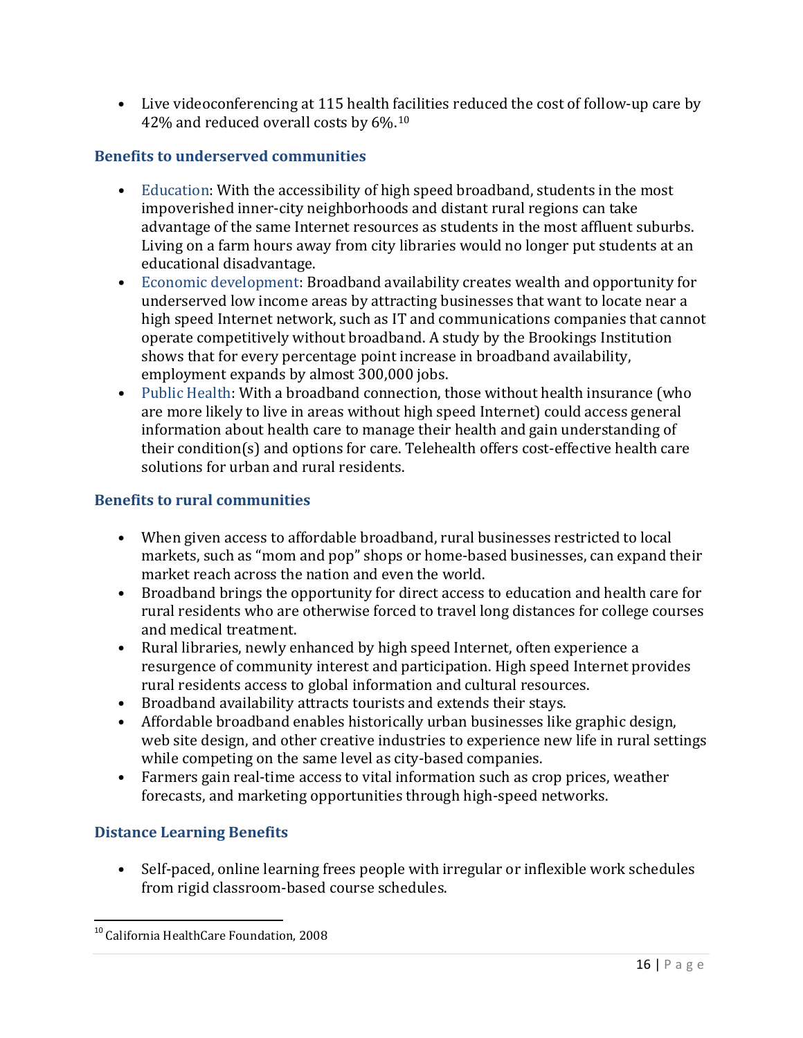- Live videoconferencing at 115 health facilities reduced the cost of follow-up care by 42% and reduced overall costs by 6%.[10]

### Benefits to underserved communities

- Education: With the accessibility of high speed broadband, students in the most impoverished inner-city neighborhoods and distant rural regions can take advantage of the same Internet resources as students in the most affluent suburbs. Living on a farm hours away from city libraries would no longer put students at an educational disadvantage.
- Economic development: Broadband availability creates wealth and opportunity for underserved low income areas by attracting businesses that want to locate near a high speed Internet network, such as IT and communications companies that cannot operate competitively without broadband. A study by the Brookings Institution shows that for every percentage point increase in broadband availability, employment expands by almost 300,000 jobs.
- Public Health: With a broadband connection, those without health insurance (who are more likely to live in areas without high speed Internet) could access general information about health care to manage their health and gain understanding of their condition(s) and options for care. Telehealth offers cost-effective health care solutions for urban and rural residents.

### Benefits to rural communities

- When given access to affordable broadband, rural businesses restricted to local markets, such as "mom and pop" shops or home-based businesses, can expand their market reach across the nation and even the world.
- Broadband brings the opportunity for direct access to education and health care for rural residents who are otherwise forced to travel long distances for college courses and medical treatment.
- Rural libraries, newly enhanced by high speed Internet, often experience a resurgence of community interest and participation. High speed Internet provides rural residents access to global information and cultural resources.
- Broadband availability attracts tourists and extends their stays.
- Affordable broadband enables historically urban businesses like graphic design, web site design, and other creative industries to experience new life in rural settings while competing on the same level as city-based companies.
- Farmers gain real-time access to vital information such as crop prices, weather forecasts, and marketing opportunities through high-speed networks.

### Distance Learning Benefits

- Self-paced, online learning frees people with irregular or inflexible work schedules from rigid classroom-based course schedules.

---

[10] California HealthCare Foundation, 2008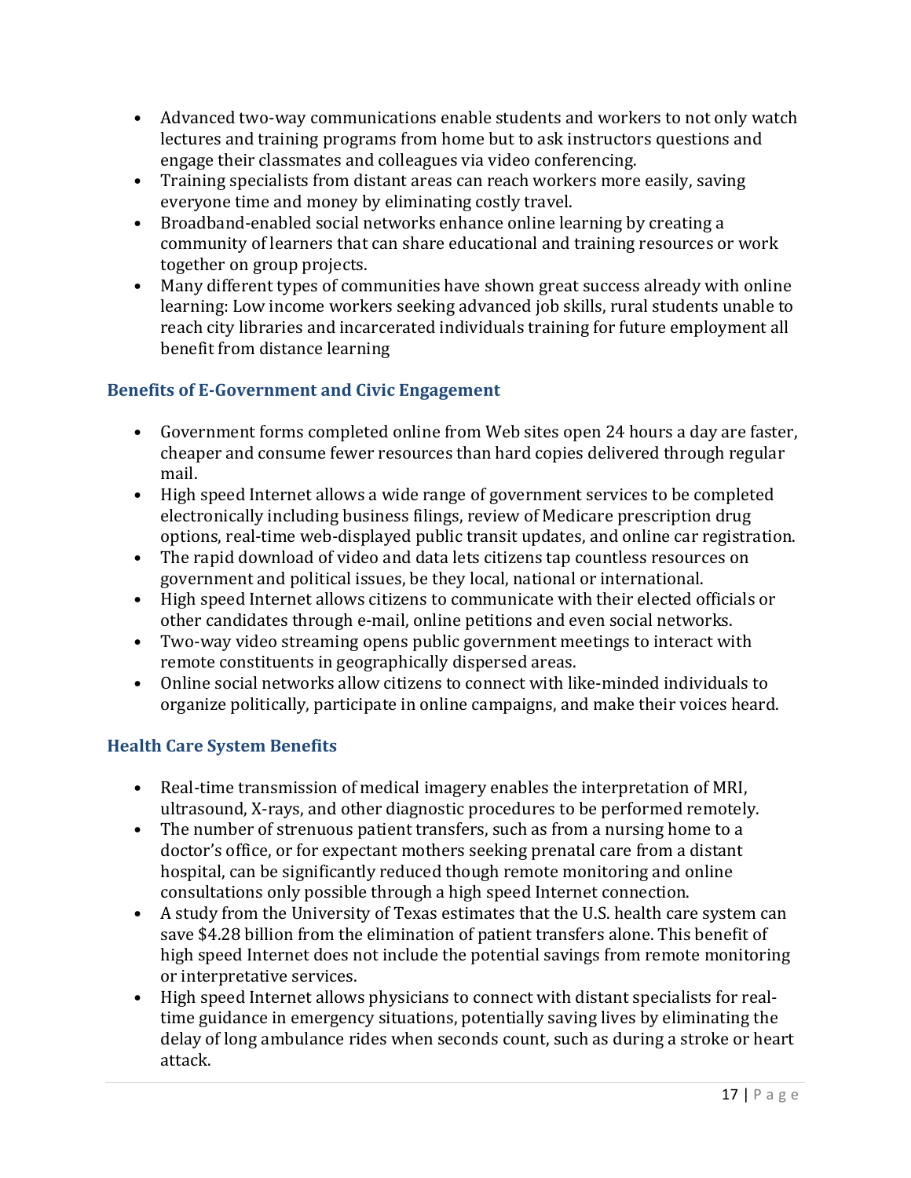- Advanced two-way communications enable students and workers to not only watch lectures and training programs from home but to ask instructors questions and engage their classmates and colleagues via video conferencing.
- Training specialists from distant areas can reach workers more easily, saving everyone time and money by eliminating costly travel.
- Broadband-enabled social networks enhance online learning by creating a community of learners that can share educational and training resources or work together on group projects.
- Many different types of communities have shown great success already with online learning: Low income workers seeking advanced job skills, rural students unable to reach city libraries and incarcerated individuals training for future employment all benefit from distance learning

### Benefits of E-Government and Civic Engagement

- Government forms completed online from Web sites open 24 hours a day are faster, cheaper and consume fewer resources than hard copies delivered through regular mail.
- High speed Internet allows a wide range of government services to be completed electronically including business filings, review of Medicare prescription drug options, real-time web-displayed public transit updates, and online car registration.
- The rapid download of video and data lets citizens tap countless resources on government and political issues, be they local, national or international.
- High speed Internet allows citizens to communicate with their elected officials or other candidates through e-mail, online petitions and even social networks.
- Two-way video streaming opens public government meetings to interact with remote constituents in geographically dispersed areas.
- Online social networks allow citizens to connect with like-minded individuals to organize politically, participate in online campaigns, and make their voices heard.

### Health Care System Benefits

- Real-time transmission of medical imagery enables the interpretation of MRI, ultrasound, X-rays, and other diagnostic procedures to be performed remotely.
- The number of strenuous patient transfers, such as from a nursing home to a doctor's office, or for expectant mothers seeking prenatal care from a distant hospital, can be significantly reduced though remote monitoring and online consultations only possible through a high speed Internet connection.
- A study from the University of Texas estimates that the U.S. health care system can save $4.28 billion from the elimination of patient transfers alone. This benefit of high speed Internet does not include the potential savings from remote monitoring or interpretative services.
- High speed Internet allows physicians to connect with distant specialists for real-time guidance in emergency situations, potentially saving lives by eliminating the delay of long ambulance rides when seconds count, such as during a stroke or heart attack.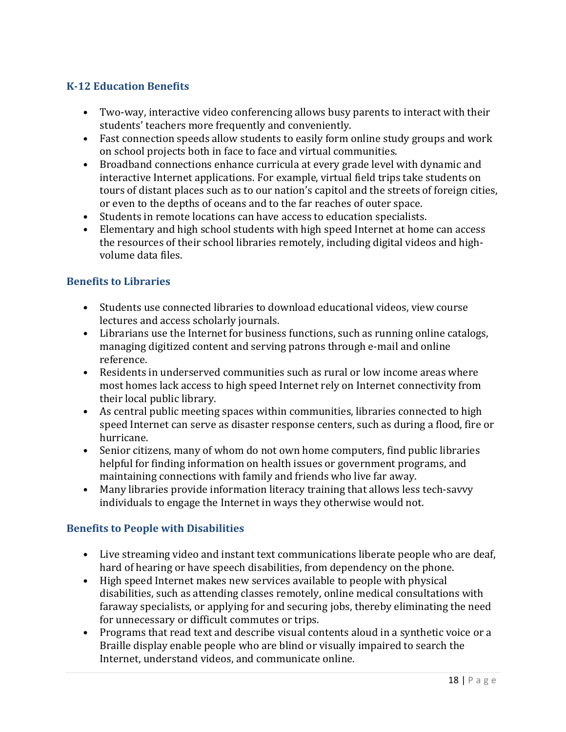### K-12 Education Benefits

- Two-way, interactive video conferencing allows busy parents to interact with their students' teachers more frequently and conveniently.
- Fast connection speeds allow students to easily form online study groups and work on school projects both in face to face and virtual communities.
- Broadband connections enhance curricula at every grade level with dynamic and interactive Internet applications. For example, virtual field trips take students on tours of distant places such as to our nation's capitol and the streets of foreign cities, or even to the depths of oceans and to the far reaches of outer space.
- Students in remote locations can have access to education specialists.
- Elementary and high school students with high speed Internet at home can access the resources of their school libraries remotely, including digital videos and high-volume data files.

### Benefits to Libraries

- Students use connected libraries to download educational videos, view course lectures and access scholarly journals.
- Librarians use the Internet for business functions, such as running online catalogs, managing digitized content and serving patrons through e-mail and online reference.
- Residents in underserved communities such as rural or low income areas where most homes lack access to high speed Internet rely on Internet connectivity from their local public library.
- As central public meeting spaces within communities, libraries connected to high speed Internet can serve as disaster response centers, such as during a flood, fire or hurricane.
- Senior citizens, many of whom do not own home computers, find public libraries helpful for finding information on health issues or government programs, and maintaining connections with family and friends who live far away.
- Many libraries provide information literacy training that allows less tech-savvy individuals to engage the Internet in ways they otherwise would not.

### Benefits to People with Disabilities

- Live streaming video and instant text communications liberate people who are deaf, hard of hearing or have speech disabilities, from dependency on the phone.
- High speed Internet makes new services available to people with physical disabilities, such as attending classes remotely, online medical consultations with faraway specialists, or applying for and securing jobs, thereby eliminating the need for unnecessary or difficult commutes or trips.
- Programs that read text and describe visual contents aloud in a synthetic voice or a Braille display enable people who are blind or visually impaired to search the Internet, understand videos, and communicate online.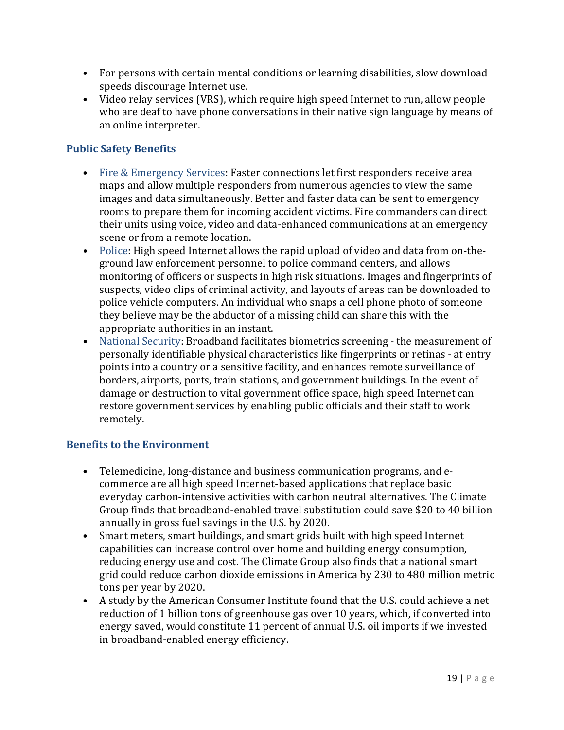- For persons with certain mental conditions or learning disabilities, slow download speeds discourage Internet use.
- Video relay services (VRS), which require high speed Internet to run, allow people who are deaf to have phone conversations in their native sign language by means of an online interpreter.

### Public Safety Benefits

- Fire & Emergency Services: Faster connections let first responders receive area maps and allow multiple responders from numerous agencies to view the same images and data simultaneously. Better and faster data can be sent to emergency rooms to prepare them for incoming accident victims. Fire commanders can direct their units using voice, video and data-enhanced communications at an emergency scene or from a remote location.
- Police: High speed Internet allows the rapid upload of video and data from on-the-ground law enforcement personnel to police command centers, and allows monitoring of officers or suspects in high risk situations. Images and fingerprints of suspects, video clips of criminal activity, and layouts of areas can be downloaded to police vehicle computers. An individual who snaps a cell phone photo of someone they believe may be the abductor of a missing child can share this with the appropriate authorities in an instant.
- National Security: Broadband facilitates biometrics screening - the measurement of personally identifiable physical characteristics like fingerprints or retinas - at entry points into a country or a sensitive facility, and enhances remote surveillance of borders, airports, ports, train stations, and government buildings. In the event of damage or destruction to vital government office space, high speed Internet can restore government services by enabling public officials and their staff to work remotely.

### Benefits to the Environment

- Telemedicine, long-distance and business communication programs, and e-commerce are all high speed Internet-based applications that replace basic everyday carbon-intensive activities with carbon neutral alternatives. The Climate Group finds that broadband-enabled travel substitution could save $20 to 40 billion annually in gross fuel savings in the U.S. by 2020.
- Smart meters, smart buildings, and smart grids built with high speed Internet capabilities can increase control over home and building energy consumption, reducing energy use and cost. The Climate Group also finds that a national smart grid could reduce carbon dioxide emissions in America by 230 to 480 million metric tons per year by 2020.
- A study by the American Consumer Institute found that the U.S. could achieve a net reduction of 1 billion tons of greenhouse gas over 10 years, which, if converted into energy saved, would constitute 11 percent of annual U.S. oil imports if we invested in broadband-enabled energy efficiency.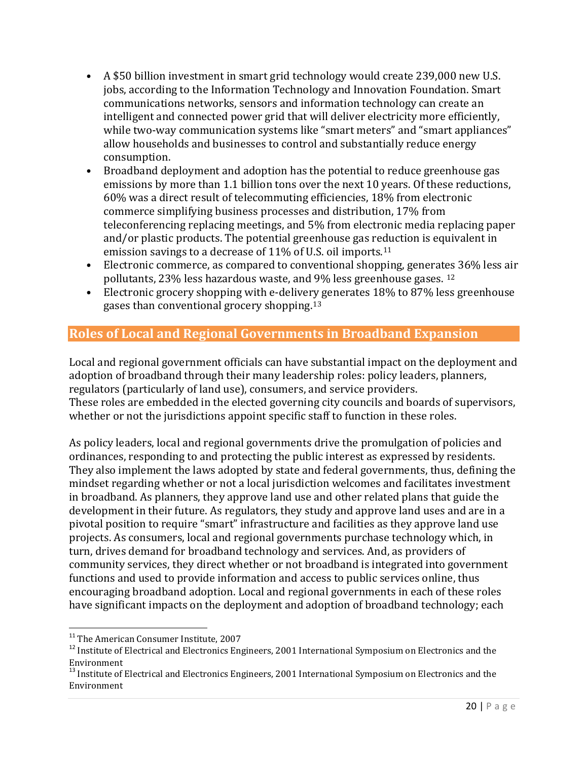- A $50 billion investment in smart grid technology would create 239,000 new U.S. jobs, according to the Information Technology and Innovation Foundation. Smart communications networks, sensors and information technology can create an intelligent and connected power grid that will deliver electricity more efficiently, while two-way communication systems like "smart meters" and "smart appliances" allow households and businesses to control and substantially reduce energy consumption.
- Broadband deployment and adoption has the potential to reduce greenhouse gas emissions by more than 1.1 billion tons over the next 10 years. Of these reductions, 60% was a direct result of telecommuting efficiencies, 18% from electronic commerce simplifying business processes and distribution, 17% from teleconferencing replacing meetings, and 5% from electronic media replacing paper and/or plastic products. The potential greenhouse gas reduction is equivalent in emission savings to a decrease of 11% of U.S. oil imports.[11]
- Electronic commerce, as compared to conventional shopping, generates 36% less air pollutants, 23% less hazardous waste, and 9% less greenhouse gases. [12]
- Electronic grocery shopping with e-delivery generates 18% to 87% less greenhouse gases than conventional grocery shopping.[13]

## Roles of Local and Regional Governments in Broadband Expansion

Local and regional government officials can have substantial impact on the deployment and adoption of broadband through their many leadership roles: policy leaders, planners, regulators (particularly of land use), consumers, and service providers.
These roles are embedded in the elected governing city councils and boards of supervisors, whether or not the jurisdictions appoint specific staff to function in these roles.

As policy leaders, local and regional governments drive the promulgation of policies and ordinances, responding to and protecting the public interest as expressed by residents. They also implement the laws adopted by state and federal governments, thus, defining the mindset regarding whether or not a local jurisdiction welcomes and facilitates investment in broadband. As planners, they approve land use and other related plans that guide the development in their future. As regulators, they study and approve land uses and are in a pivotal position to require "smart" infrastructure and facilities as they approve land use projects. As consumers, local and regional governments purchase technology which, in turn, drives demand for broadband technology and services. And, as providers of community services, they direct whether or not broadband is integrated into government functions and used to provide information and access to public services online, thus encouraging broadband adoption. Local and regional governments in each of these roles have significant impacts on the deployment and adoption of broadband technology; each

---

[11] The American Consumer Institute, 2007

[12] Institute of Electrical and Electronics Engineers, 2001 International Symposium on Electronics and the Environment

[13] Institute of Electrical and Electronics Engineers, 2001 International Symposium on Electronics and the Environment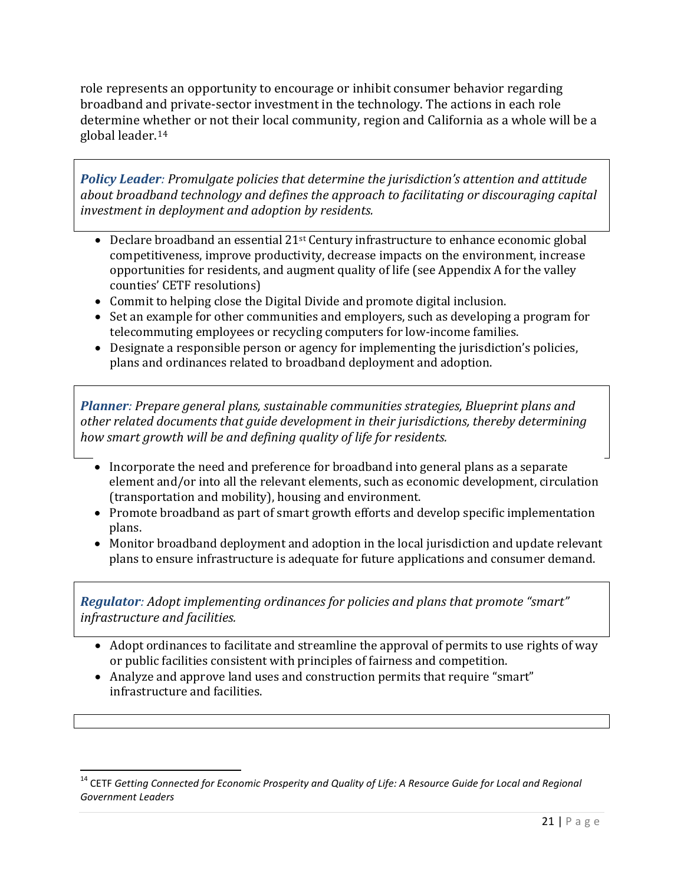role represents an opportunity to encourage or inhibit consumer behavior regarding broadband and private-sector investment in the technology. The actions in each role determine whether or not their local community, region and California as a whole will be a global leader.[14]

***Policy Leader**: Promulgate policies that determine the jurisdiction's attention and attitude about broadband technology and defines the approach to facilitating or discouraging capital investment in deployment and adoption by residents.*

- Declare broadband an essential 21st Century infrastructure to enhance economic global competitiveness, improve productivity, decrease impacts on the environment, increase opportunities for residents, and augment quality of life (see Appendix A for the valley counties' CETF resolutions)
- Commit to helping close the Digital Divide and promote digital inclusion.
- Set an example for other communities and employers, such as developing a program for telecommuting employees or recycling computers for low-income families.
- Designate a responsible person or agency for implementing the jurisdiction's policies, plans and ordinances related to broadband deployment and adoption.

***Planner**: Prepare general plans, sustainable communities strategies, Blueprint plans and other related documents that guide development in their jurisdictions, thereby determining how smart growth will be and defining quality of life for residents.*

- Incorporate the need and preference for broadband into general plans as a separate element and/or into all the relevant elements, such as economic development, circulation (transportation and mobility), housing and environment.
- Promote broadband as part of smart growth efforts and develop specific implementation plans.
- Monitor broadband deployment and adoption in the local jurisdiction and update relevant plans to ensure infrastructure is adequate for future applications and consumer demand.

***Regulator**: Adopt implementing ordinances for policies and plans that promote "smart" infrastructure and facilities.*

- Adopt ordinances to facilitate and streamline the approval of permits to use rights of way or public facilities consistent with principles of fairness and competition.
- Analyze and approve land uses and construction permits that require "smart" infrastructure and facilities.

[14] CETF *Getting Connected for Economic Prosperity and Quality of Life: A Resource Guide for Local and Regional Government Leaders*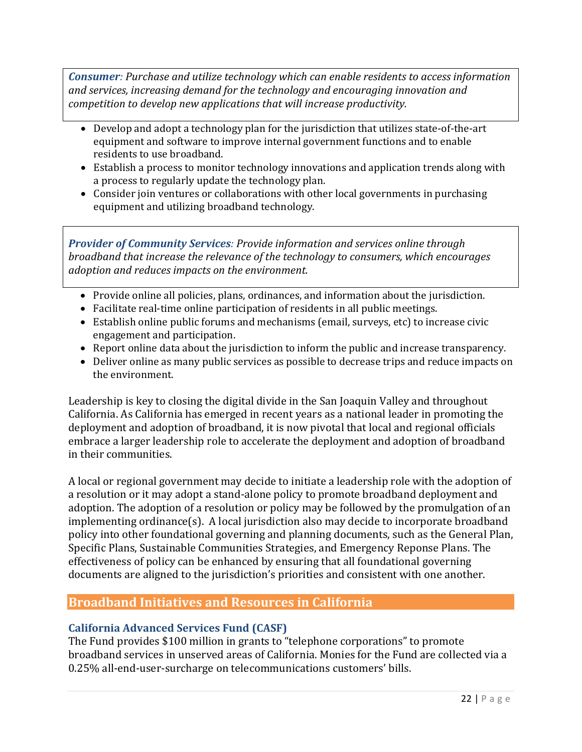***Consumer**: Purchase and utilize technology which can enable residents to access information and services, increasing demand for the technology and encouraging innovation and competition to develop new applications that will increase productivity.*

- Develop and adopt a technology plan for the jurisdiction that utilizes state-of-the-art equipment and software to improve internal government functions and to enable residents to use broadband.
- Establish a process to monitor technology innovations and application trends along with a process to regularly update the technology plan.
- Consider join ventures or collaborations with other local governments in purchasing equipment and utilizing broadband technology.

***Provider of Community Services**: Provide information and services online through broadband that increase the relevance of the technology to consumers, which encourages adoption and reduces impacts on the environment.*

- Provide online all policies, plans, ordinances, and information about the jurisdiction.
- Facilitate real-time online participation of residents in all public meetings.
- Establish online public forums and mechanisms (email, surveys, etc) to increase civic engagement and participation.
- Report online data about the jurisdiction to inform the public and increase transparency.
- Deliver online as many public services as possible to decrease trips and reduce impacts on the environment.

Leadership is key to closing the digital divide in the San Joaquin Valley and throughout California. As California has emerged in recent years as a national leader in promoting the deployment and adoption of broadband, it is now pivotal that local and regional officials embrace a larger leadership role to accelerate the deployment and adoption of broadband in their communities.

A local or regional government may decide to initiate a leadership role with the adoption of a resolution or it may adopt a stand-alone policy to promote broadband deployment and adoption. The adoption of a resolution or policy may be followed by the promulgation of an implementing ordinance(s). A local jurisdiction also may decide to incorporate broadband policy into other foundational governing and planning documents, such as the General Plan, Specific Plans, Sustainable Communities Strategies, and Emergency Reponse Plans. The effectiveness of policy can be enhanced by ensuring that all foundational governing documents are aligned to the jurisdiction's priorities and consistent with one another.

## Broadband Initiatives and Resources in California

### California Advanced Services Fund (CASF)

The Fund provides $100 million in grants to "telephone corporations" to promote broadband services in unserved areas of California. Monies for the Fund are collected via a 0.25% all-end-user-surcharge on telecommunications customers' bills.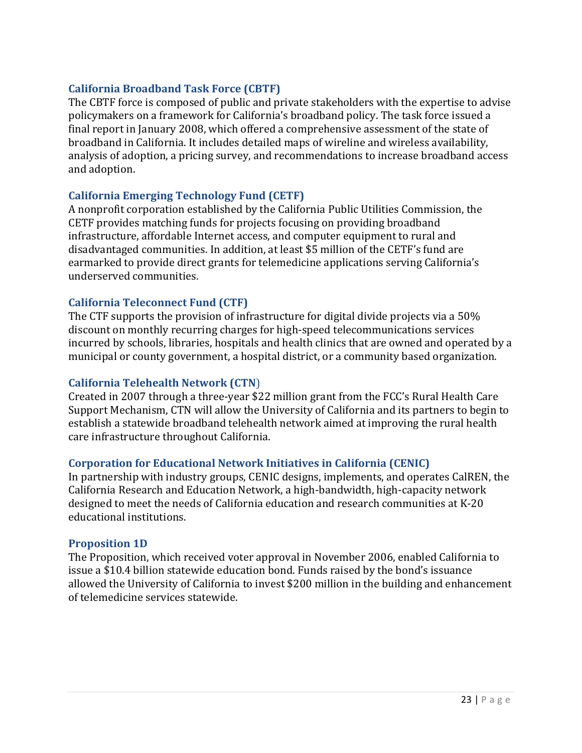### California Broadband Task Force (CBTF)

The CBTF force is composed of public and private stakeholders with the expertise to advise policymakers on a framework for California's broadband policy. The task force issued a final report in January 2008, which offered a comprehensive assessment of the state of broadband in California. It includes detailed maps of wireline and wireless availability, analysis of adoption, a pricing survey, and recommendations to increase broadband access and adoption.

### California Emerging Technology Fund (CETF)

A nonprofit corporation established by the California Public Utilities Commission, the CETF provides matching funds for projects focusing on providing broadband infrastructure, affordable Internet access, and computer equipment to rural and disadvantaged communities. In addition, at least $5 million of the CETF's fund are earmarked to provide direct grants for telemedicine applications serving California's underserved communities.

### California Teleconnect Fund (CTF)

The CTF supports the provision of infrastructure for digital divide projects via a 50% discount on monthly recurring charges for high-speed telecommunications services incurred by schools, libraries, hospitals and health clinics that are owned and operated by a municipal or county government, a hospital district, or a community based organization.

### California Telehealth Network (CTN)

Created in 2007 through a three-year $22 million grant from the FCC's Rural Health Care Support Mechanism, CTN will allow the University of California and its partners to begin to establish a statewide broadband telehealth network aimed at improving the rural health care infrastructure throughout California.

### Corporation for Educational Network Initiatives in California (CENIC)

In partnership with industry groups, CENIC designs, implements, and operates CalREN, the California Research and Education Network, a high-bandwidth, high-capacity network designed to meet the needs of California education and research communities at K-20 educational institutions.

### Proposition 1D

The Proposition, which received voter approval in November 2006, enabled California to issue a $10.4 billion statewide education bond. Funds raised by the bond's issuance allowed the University of California to invest $200 million in the building and enhancement of telemedicine services statewide.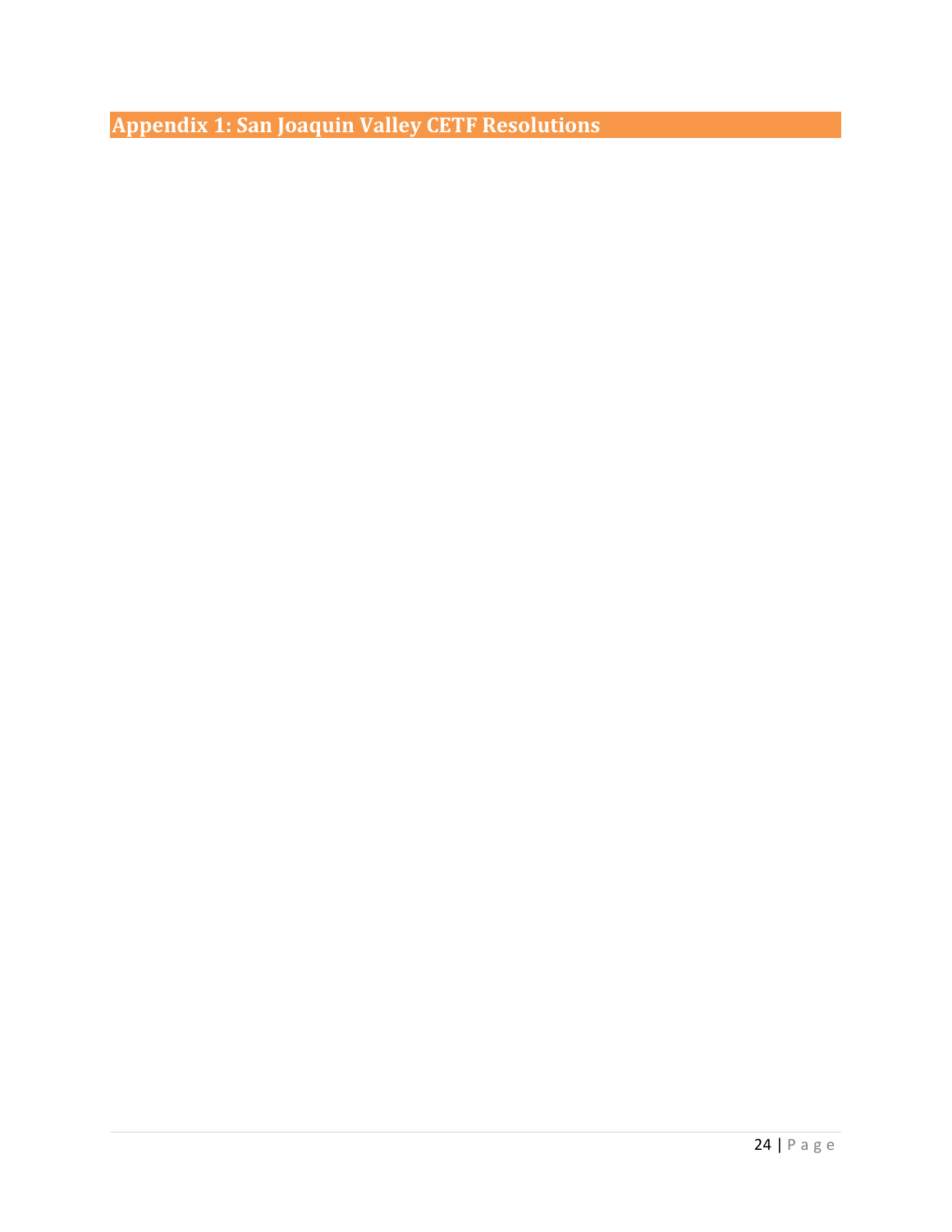# Appendix 1: San Joaquin Valley CETF Resolutions